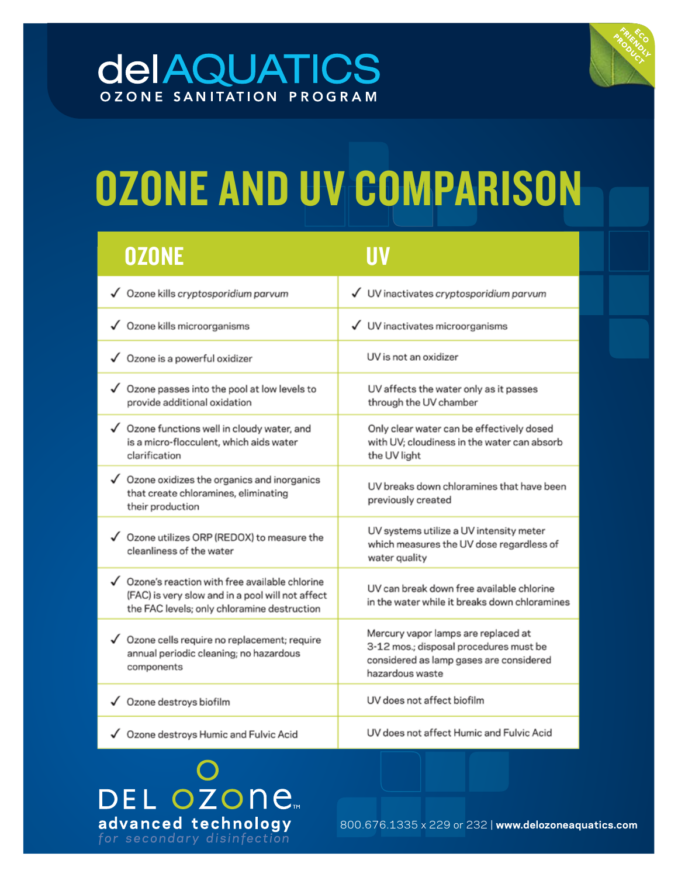# delAQUATICS

OZONE SANITATION PROGRAM

ECO FRIENDLY PRODUCT

# OZONE AND UV COMPARISON

| OZONE | UV |
|---|---|
| ✓ Ozone kills *cryptosporidium parvum* | ✓ UV inactivates *cryptosporidium parvum* |
| ✓ Ozone kills microorganisms | ✓ UV inactivates microorganisms |
| ✓ Ozone is a powerful oxidizer | UV is not an oxidizer |
| ✓ Ozone passes into the pool at low levels to provide additional oxidation | UV affects the water only as it passes through the UV chamber |
| ✓ Ozone functions well in cloudy water, and is a micro-flocculent, which aids water clarification | Only clear water can be effectively dosed with UV; cloudiness in the water can absorb the UV light |
| ✓ Ozone oxidizes the organics and inorganics that create chloramines, eliminating their production | UV breaks down chloramines that have been previously created |
| ✓ Ozone utilizes ORP (REDOX) to measure the cleanliness of the water | UV systems utilize a UV intensity meter which measures the UV dose regardless of water quality |
| ✓ Ozone's reaction with free available chlorine (FAC) is very slow and in a pool will not affect the FAC levels; only chloramine destruction | UV can break down free available chlorine in the water while it breaks down chloramines |
| ✓ Ozone cells require no replacement; require annual periodic cleaning; no hazardous components | Mercury vapor lamps are replaced at 3-12 mos.; disposal procedures must be considered as lamp gases are considered hazardous waste |
| ✓ Ozone destroys biofilm | UV does not affect biofilm |
| ✓ Ozone destroys Humic and Fulvic Acid | UV does not affect Humic and Fulvic Acid |

DEL OZONE™

**advanced technology**

*for secondary disinfection*

800.676.1335 x 229 or 232 | **www.delozoneaquatics.com**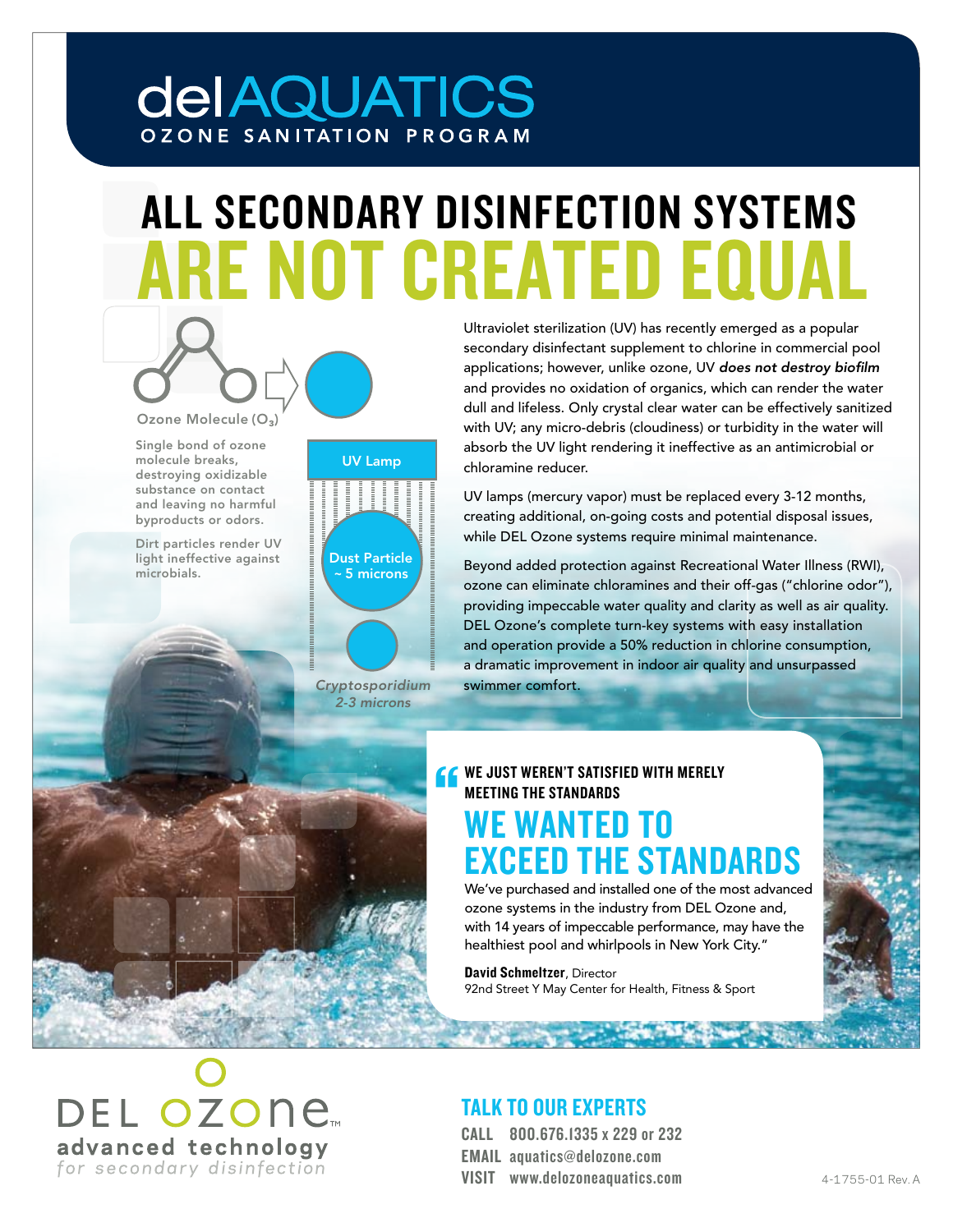# delAQUATICS

OZONE SANITATION PROGRAM

# ALL SECONDARY DISINFECTION SYSTEMS ARE NOT CREATED EQUAL

Ozone Molecule ($O_3$)

Single bond of ozone molecule breaks, destroying oxidizable substance on contact and leaving no harmful byproducts or odors.

Dirt particles render UV light ineffective against microbials.

UV Lamp

Dust Particle ~ 5 microns

*Cryptosporidium* 2-3 microns

Ultraviolet sterilization (UV) has recently emerged as a popular secondary disinfectant supplement to chlorine in commercial pool applications; however, unlike ozone, UV ***does not destroy biofilm*** and provides no oxidation of organics, which can render the water dull and lifeless. Only crystal clear water can be effectively sanitized with UV; any micro-debris (cloudiness) or turbidity in the water will absorb the UV light rendering it ineffective as an antimicrobial or chloramine reducer.

UV lamps (mercury vapor) must be replaced every 3-12 months, creating additional, on-going costs and potential disposal issues, while DEL Ozone systems require minimal maintenance.

Beyond added protection against Recreational Water Illness (RWI), ozone can eliminate chloramines and their off-gas ("chlorine odor"), providing impeccable water quality and clarity as well as air quality. DEL Ozone's complete turn-key systems with easy installation and operation provide a 50% reduction in chlorine consumption, a dramatic improvement in indoor air quality and unsurpassed swimmer comfort.

**"WE JUST WEREN'T SATISFIED WITH MERELY MEETING THE STANDARDS**

## WE WANTED TO EXCEED THE STANDARDS

We've purchased and installed one of the most advanced ozone systems in the industry from DEL Ozone and, with 14 years of impeccable performance, may have the healthiest pool and whirlpools in New York City."

**David Schmeltzer**, Director
92nd Street Y May Center for Health, Fitness & Sport

DEL OZONE™
advanced technology
*for secondary disinfection*

## TALK TO OUR EXPERTS

**CALL** 800.676.1335 x 229 or 232
**EMAIL** aquatics@delozone.com
**VISIT** www.delozoneaquatics.com

4-1755-01 Rev. A